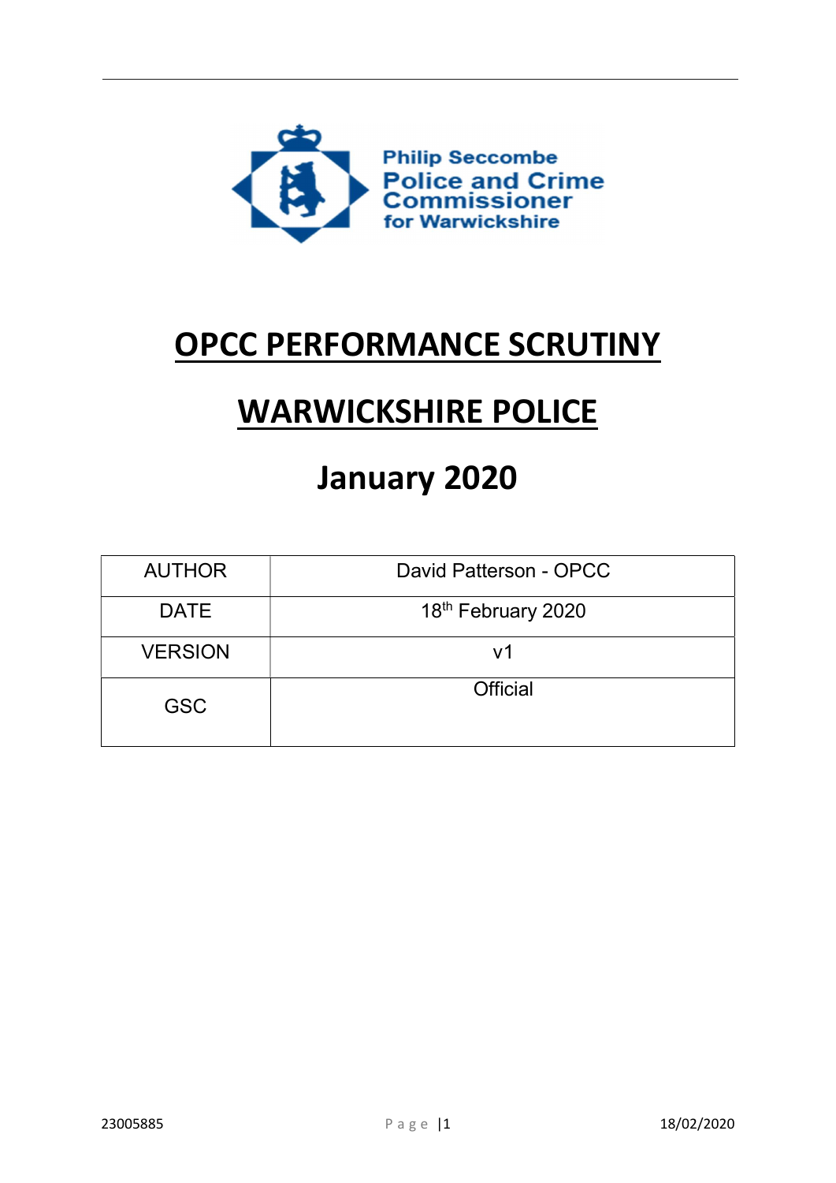Philip Seccombe
Police and Crime Commissioner
for Warwickshire

# OPCC PERFORMANCE SCRUTINY

# WARWICKSHIRE POLICE

# January 2020

| AUTHOR | David Patterson - OPCC |
|---|---|
| DATE | 18th February 2020 |
| VERSION | v1 |
| GSC | Official |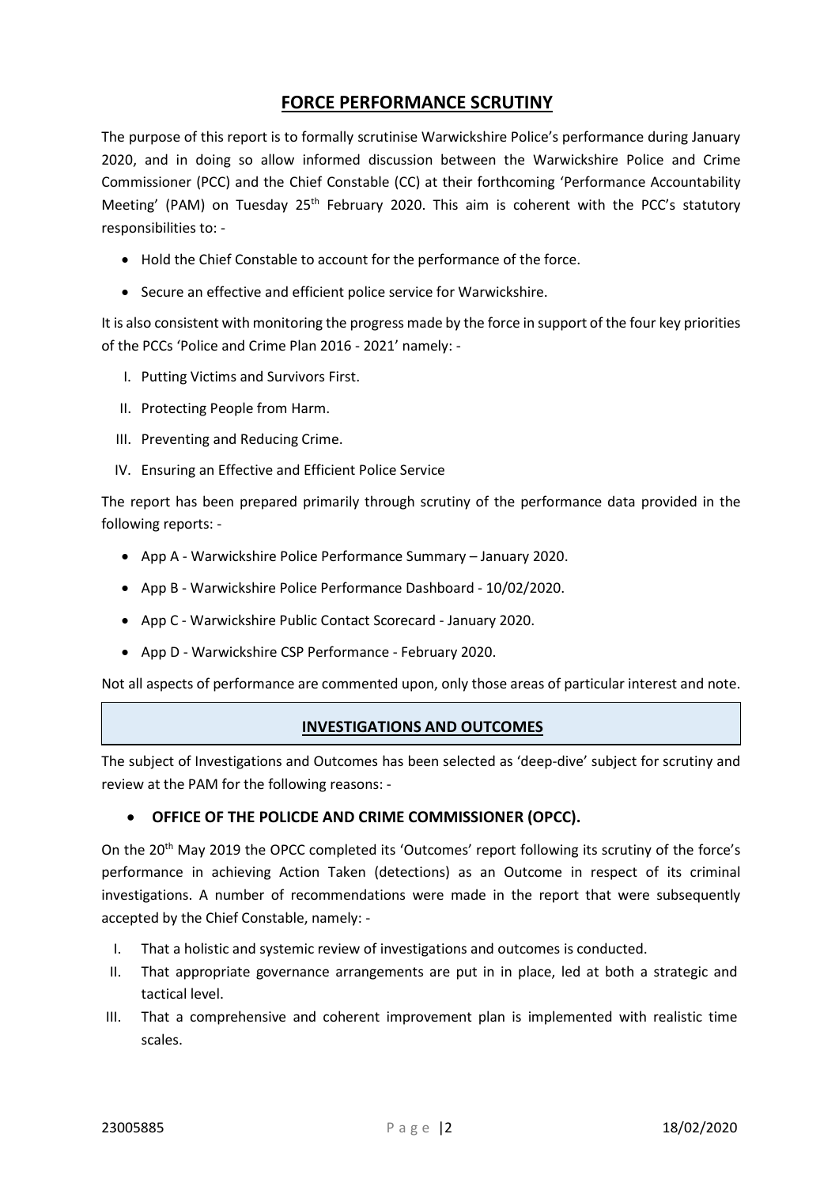## FORCE PERFORMANCE SCRUTINY

The purpose of this report is to formally scrutinise Warwickshire Police's performance during January 2020, and in doing so allow informed discussion between the Warwickshire Police and Crime Commissioner (PCC) and the Chief Constable (CC) at their forthcoming 'Performance Accountability Meeting' (PAM) on Tuesday 25th February 2020. This aim is coherent with the PCC's statutory responsibilities to: -

- Hold the Chief Constable to account for the performance of the force.
- Secure an effective and efficient police service for Warwickshire.

It is also consistent with monitoring the progress made by the force in support of the four key priorities of the PCCs 'Police and Crime Plan 2016 - 2021' namely: -

I. Putting Victims and Survivors First.
II. Protecting People from Harm.
III. Preventing and Reducing Crime.
IV. Ensuring an Effective and Efficient Police Service

The report has been prepared primarily through scrutiny of the performance data provided in the following reports: -

- App A - Warwickshire Police Performance Summary – January 2020.
- App B - Warwickshire Police Performance Dashboard - 10/02/2020.
- App C - Warwickshire Public Contact Scorecard - January 2020.
- App D - Warwickshire CSP Performance - February 2020.

Not all aspects of performance are commented upon, only those areas of particular interest and note.

### INVESTIGATIONS AND OUTCOMES

The subject of Investigations and Outcomes has been selected as 'deep-dive' subject for scrutiny and review at the PAM for the following reasons: -

- **OFFICE OF THE POLICDE AND CRIME COMMISSIONER (OPCC).**

On the 20th May 2019 the OPCC completed its 'Outcomes' report following its scrutiny of the force's performance in achieving Action Taken (detections) as an Outcome in respect of its criminal investigations. A number of recommendations were made in the report that were subsequently accepted by the Chief Constable, namely: -

I. That a holistic and systemic review of investigations and outcomes is conducted.
II. That appropriate governance arrangements are put in in place, led at both a strategic and tactical level.
III. That a comprehensive and coherent improvement plan is implemented with realistic time scales.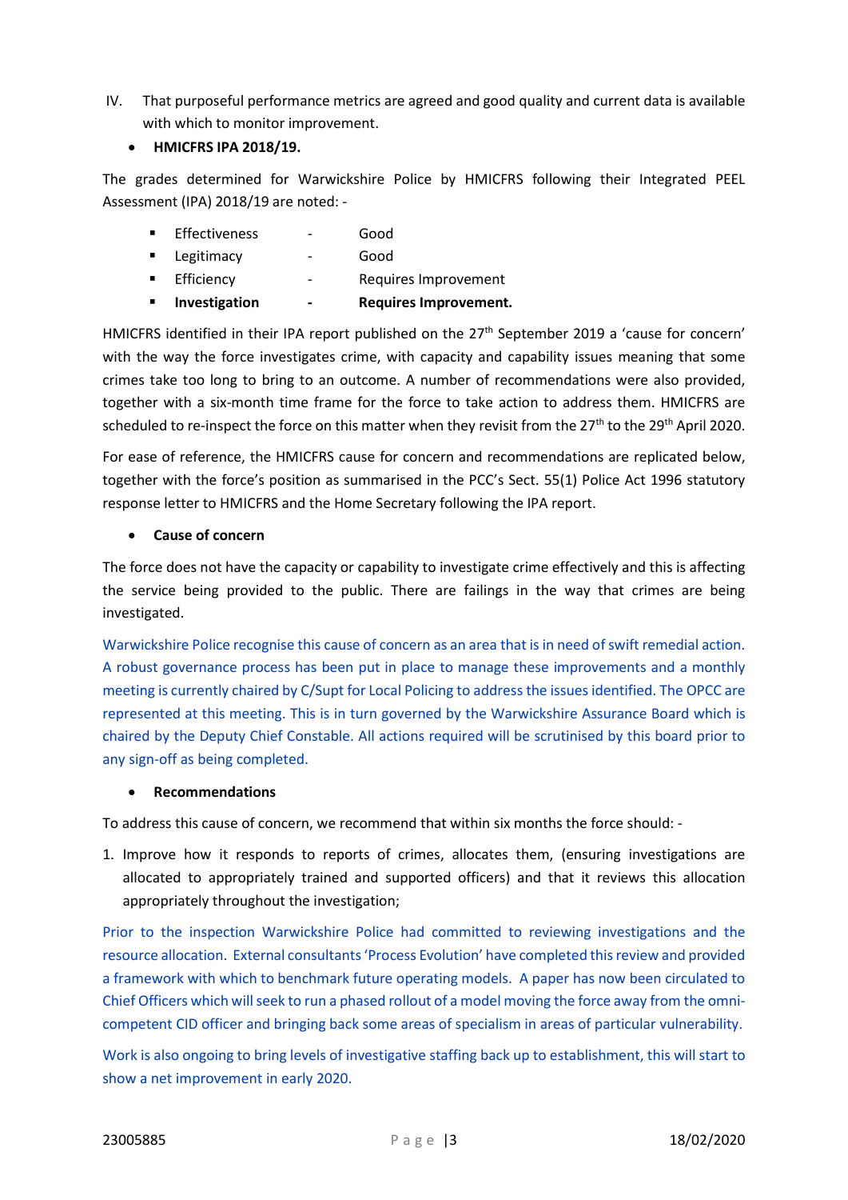IV. That purposeful performance metrics are agreed and good quality and current data is available with which to monitor improvement.

- **HMICFRS IPA 2018/19.**

The grades determined for Warwickshire Police by HMICFRS following their Integrated PEEL Assessment (IPA) 2018/19 are noted: -

- Effectiveness - Good
- Legitimacy - Good
- Efficiency - Requires Improvement
- **Investigation - Requires Improvement.**

HMICFRS identified in their IPA report published on the 27th September 2019 a 'cause for concern' with the way the force investigates crime, with capacity and capability issues meaning that some crimes take too long to bring to an outcome. A number of recommendations were also provided, together with a six-month time frame for the force to take action to address them. HMICFRS are scheduled to re-inspect the force on this matter when they revisit from the 27th to the 29th April 2020.

For ease of reference, the HMICFRS cause for concern and recommendations are replicated below, together with the force's position as summarised in the PCC's Sect. 55(1) Police Act 1996 statutory response letter to HMICFRS and the Home Secretary following the IPA report.

- **Cause of concern**

The force does not have the capacity or capability to investigate crime effectively and this is affecting the service being provided to the public. There are failings in the way that crimes are being investigated.

Warwickshire Police recognise this cause of concern as an area that is in need of swift remedial action. A robust governance process has been put in place to manage these improvements and a monthly meeting is currently chaired by C/Supt for Local Policing to address the issues identified. The OPCC are represented at this meeting. This is in turn governed by the Warwickshire Assurance Board which is chaired by the Deputy Chief Constable. All actions required will be scrutinised by this board prior to any sign-off as being completed.

- **Recommendations**

To address this cause of concern, we recommend that within six months the force should: -

1. Improve how it responds to reports of crimes, allocates them, (ensuring investigations are allocated to appropriately trained and supported officers) and that it reviews this allocation appropriately throughout the investigation;

Prior to the inspection Warwickshire Police had committed to reviewing investigations and the resource allocation. External consultants 'Process Evolution' have completed this review and provided a framework with which to benchmark future operating models. A paper has now been circulated to Chief Officers which will seek to run a phased rollout of a model moving the force away from the omni-competent CID officer and bringing back some areas of specialism in areas of particular vulnerability.

Work is also ongoing to bring levels of investigative staffing back up to establishment, this will start to show a net improvement in early 2020.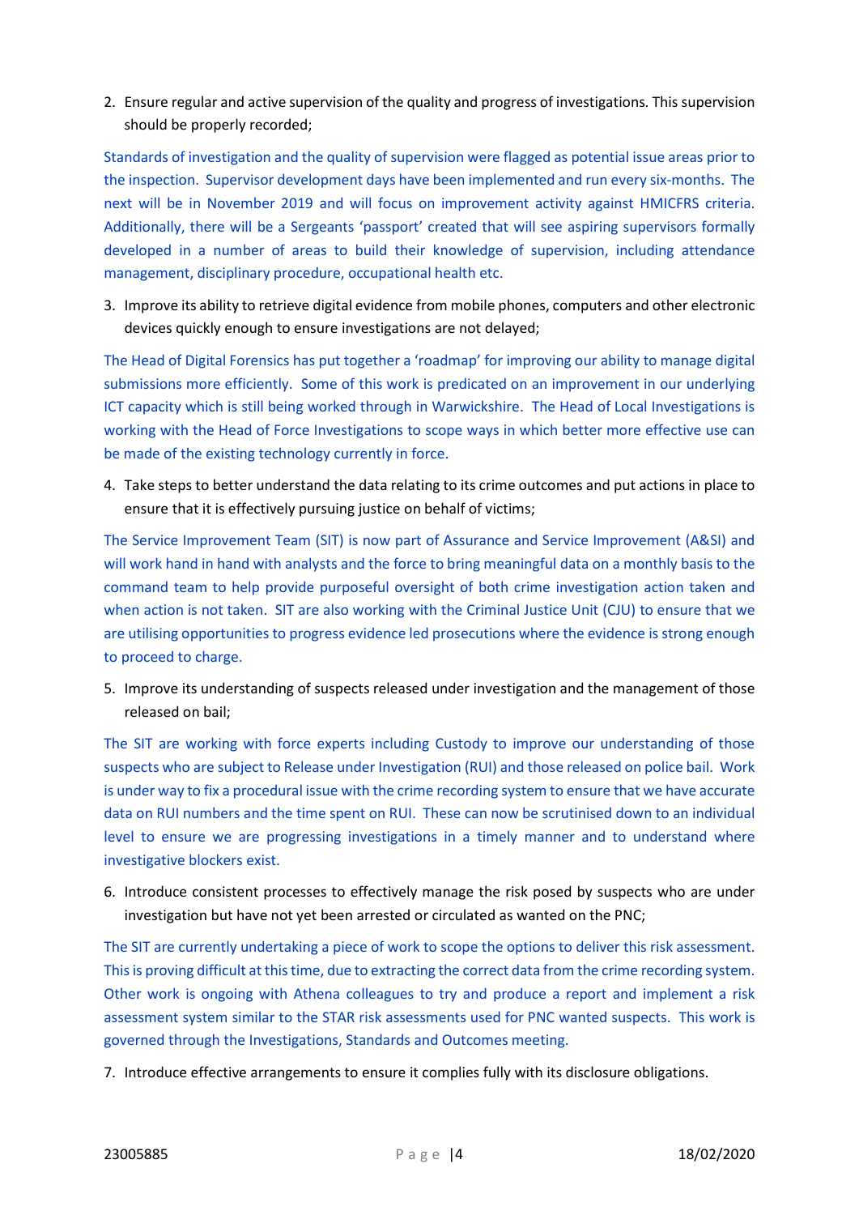2. Ensure regular and active supervision of the quality and progress of investigations. This supervision should be properly recorded;

Standards of investigation and the quality of supervision were flagged as potential issue areas prior to the inspection. Supervisor development days have been implemented and run every six-months. The next will be in November 2019 and will focus on improvement activity against HMICFRS criteria. Additionally, there will be a Sergeants 'passport' created that will see aspiring supervisors formally developed in a number of areas to build their knowledge of supervision, including attendance management, disciplinary procedure, occupational health etc.

3. Improve its ability to retrieve digital evidence from mobile phones, computers and other electronic devices quickly enough to ensure investigations are not delayed;

The Head of Digital Forensics has put together a 'roadmap' for improving our ability to manage digital submissions more efficiently. Some of this work is predicated on an improvement in our underlying ICT capacity which is still being worked through in Warwickshire. The Head of Local Investigations is working with the Head of Force Investigations to scope ways in which better more effective use can be made of the existing technology currently in force.

4. Take steps to better understand the data relating to its crime outcomes and put actions in place to ensure that it is effectively pursuing justice on behalf of victims;

The Service Improvement Team (SIT) is now part of Assurance and Service Improvement (A&SI) and will work hand in hand with analysts and the force to bring meaningful data on a monthly basis to the command team to help provide purposeful oversight of both crime investigation action taken and when action is not taken. SIT are also working with the Criminal Justice Unit (CJU) to ensure that we are utilising opportunities to progress evidence led prosecutions where the evidence is strong enough to proceed to charge.

5. Improve its understanding of suspects released under investigation and the management of those released on bail;

The SIT are working with force experts including Custody to improve our understanding of those suspects who are subject to Release under Investigation (RUI) and those released on police bail. Work is under way to fix a procedural issue with the crime recording system to ensure that we have accurate data on RUI numbers and the time spent on RUI. These can now be scrutinised down to an individual level to ensure we are progressing investigations in a timely manner and to understand where investigative blockers exist.

6. Introduce consistent processes to effectively manage the risk posed by suspects who are under investigation but have not yet been arrested or circulated as wanted on the PNC;

The SIT are currently undertaking a piece of work to scope the options to deliver this risk assessment. This is proving difficult at this time, due to extracting the correct data from the crime recording system. Other work is ongoing with Athena colleagues to try and produce a report and implement a risk assessment system similar to the STAR risk assessments used for PNC wanted suspects. This work is governed through the Investigations, Standards and Outcomes meeting.

7. Introduce effective arrangements to ensure it complies fully with its disclosure obligations.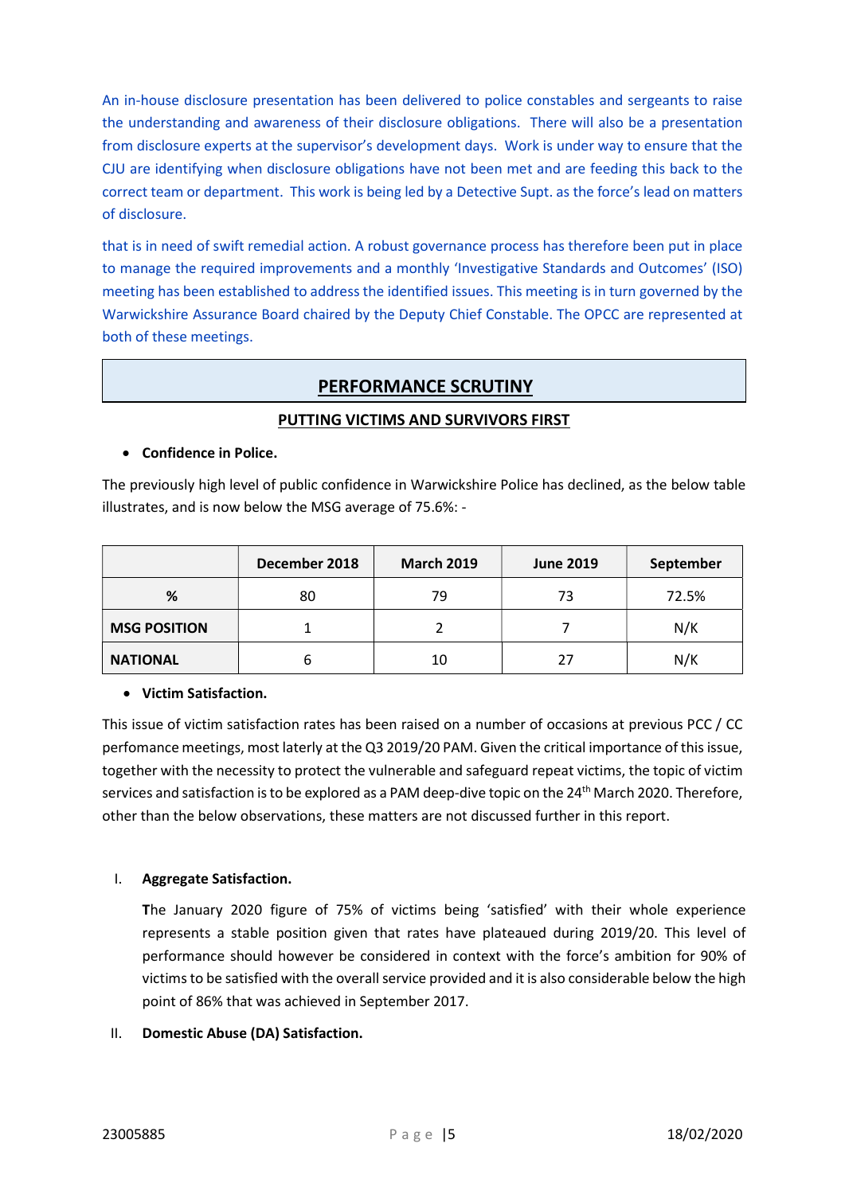An in-house disclosure presentation has been delivered to police constables and sergeants to raise the understanding and awareness of their disclosure obligations. There will also be a presentation from disclosure experts at the supervisor's development days. Work is under way to ensure that the CJU are identifying when disclosure obligations have not been met and are feeding this back to the correct team or department. This work is being led by a Detective Supt. as the force's lead on matters of disclosure.

that is in need of swift remedial action. A robust governance process has therefore been put in place to manage the required improvements and a monthly 'Investigative Standards and Outcomes' (ISO) meeting has been established to address the identified issues. This meeting is in turn governed by the Warwickshire Assurance Board chaired by the Deputy Chief Constable. The OPCC are represented at both of these meetings.

## PERFORMANCE SCRUTINY

### PUTTING VICTIMS AND SURVIVORS FIRST

- **Confidence in Police.**

The previously high level of public confidence in Warwickshire Police has declined, as the below table illustrates, and is now below the MSG average of 75.6%: -

| | December 2018 | March 2019 | June 2019 | September |
|---|---|---|---|---|
| **%** | 80 | 79 | 73 | 72.5% |
| **MSG POSITION** | 1 | 2 | 7 | N/K |
| **NATIONAL** | 6 | 10 | 27 | N/K |

- **Victim Satisfaction.**

This issue of victim satisfaction rates has been raised on a number of occasions at previous PCC / CC perfomance meetings, most laterly at the Q3 2019/20 PAM. Given the critical importance of this issue, together with the necessity to protect the vulnerable and safeguard repeat victims, the topic of victim services and satisfaction is to be explored as a PAM deep-dive topic on the 24th March 2020. Therefore, other than the below observations, these matters are not discussed further in this report.

I. **Aggregate Satisfaction.**

The January 2020 figure of 75% of victims being 'satisfied' with their whole experience represents a stable position given that rates have plateaued during 2019/20. This level of performance should however be considered in context with the force's ambition for 90% of victims to be satisfied with the overall service provided and it is also considerable below the high point of 86% that was achieved in September 2017.

II. **Domestic Abuse (DA) Satisfaction.**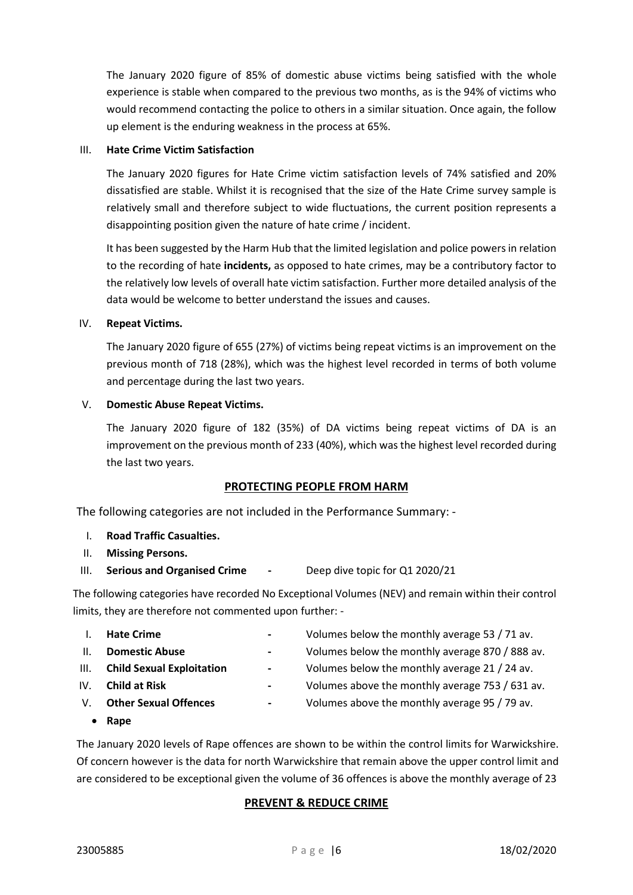The January 2020 figure of 85% of domestic abuse victims being satisfied with the whole experience is stable when compared to the previous two months, as is the 94% of victims who would recommend contacting the police to others in a similar situation. Once again, the follow up element is the enduring weakness in the process at 65%.

III. **Hate Crime Victim Satisfaction**

The January 2020 figures for Hate Crime victim satisfaction levels of 74% satisfied and 20% dissatisfied are stable. Whilst it is recognised that the size of the Hate Crime survey sample is relatively small and therefore subject to wide fluctuations, the current position represents a disappointing position given the nature of hate crime / incident.

It has been suggested by the Harm Hub that the limited legislation and police powers in relation to the recording of hate **incidents,** as opposed to hate crimes, may be a contributory factor to the relatively low levels of overall hate victim satisfaction. Further more detailed analysis of the data would be welcome to better understand the issues and causes.

IV. **Repeat Victims.**

The January 2020 figure of 655 (27%) of victims being repeat victims is an improvement on the previous month of 718 (28%), which was the highest level recorded in terms of both volume and percentage during the last two years.

V. **Domestic Abuse Repeat Victims.**

The January 2020 figure of 182 (35%) of DA victims being repeat victims of DA is an improvement on the previous month of 233 (40%), which was the highest level recorded during the last two years.

## PROTECTING PEOPLE FROM HARM

The following categories are not included in the Performance Summary: -

I. **Road Traffic Casualties.**
II. **Missing Persons.**
III. **Serious and Organised Crime** - Deep dive topic for Q1 2020/21

The following categories have recorded No Exceptional Volumes (NEV) and remain within their control limits, they are therefore not commented upon further: -

I. **Hate Crime** - Volumes below the monthly average 53 / 71 av.
II. **Domestic Abuse** - Volumes below the monthly average 870 / 888 av.
III. **Child Sexual Exploitation** - Volumes below the monthly average 21 / 24 av.
IV. **Child at Risk** - Volumes above the monthly average 753 / 631 av.
V. **Other Sexual Offences** - Volumes above the monthly average 95 / 79 av.

- **Rape**

The January 2020 levels of Rape offences are shown to be within the control limits for Warwickshire. Of concern however is the data for north Warwickshire that remain above the upper control limit and are considered to be exceptional given the volume of 36 offences is above the monthly average of 23

## PREVENT & REDUCE CRIME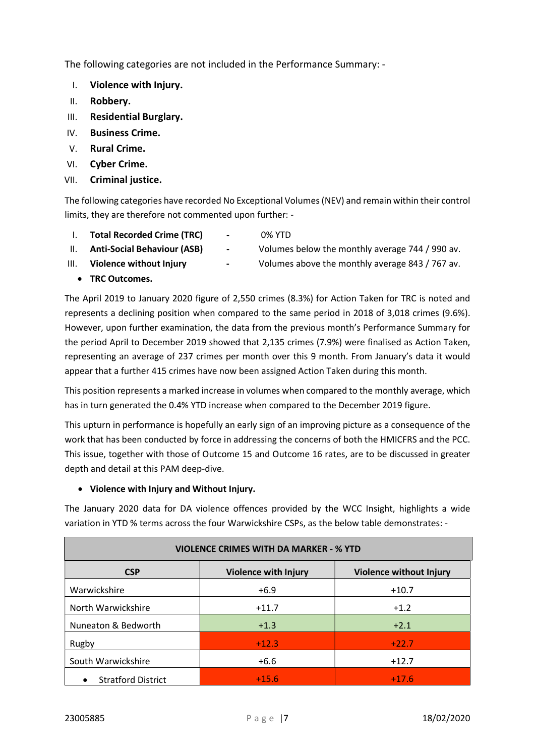The following categories are not included in the Performance Summary: -

I. **Violence with Injury.**
II. **Robbery.**
III. **Residential Burglary.**
IV. **Business Crime.**
V. **Rural Crime.**
VI. **Cyber Crime.**
VII. **Criminal justice.**

The following categories have recorded No Exceptional Volumes (NEV) and remain within their control limits, they are therefore not commented upon further: -

I. **Total Recorded Crime (TRC)** - 0% YTD
II. **Anti-Social Behaviour (ASB)** - Volumes below the monthly average 744 / 990 av.
III. **Violence without Injury** - Volumes above the monthly average 843 / 767 av.

- **TRC Outcomes.**

The April 2019 to January 2020 figure of 2,550 crimes (8.3%) for Action Taken for TRC is noted and represents a declining position when compared to the same period in 2018 of 3,018 crimes (9.6%). However, upon further examination, the data from the previous month's Performance Summary for the period April to December 2019 showed that 2,135 crimes (7.9%) were finalised as Action Taken, representing an average of 237 crimes per month over this 9 month. From January's data it would appear that a further 415 crimes have now been assigned Action Taken during this month.

This position represents a marked increase in volumes when compared to the monthly average, which has in turn generated the 0.4% YTD increase when compared to the December 2019 figure.

This upturn in performance is hopefully an early sign of an improving picture as a consequence of the work that has been conducted by force in addressing the concerns of both the HMICFRS and the PCC. This issue, together with those of Outcome 15 and Outcome 16 rates, are to be discussed in greater depth and detail at this PAM deep-dive.

- **Violence with Injury and Without Injury.**

The January 2020 data for DA violence offences provided by the WCC Insight, highlights a wide variation in YTD % terms across the four Warwickshire CSPs, as the below table demonstrates: -

| VIOLENCE CRIMES WITH DA MARKER - % YTD | | |
|---|---|---|
| **CSP** | **Violence with Injury** | **Violence without Injury** |
| Warwickshire | +6.9 | +10.7 |
| North Warwickshire | +11.7 | +1.2 |
| Nuneaton & Bedworth | +1.3 | +2.1 |
| Rugby | +12.3 | +22.7 |
| South Warwickshire | +6.6 | +12.7 |
| • Stratford District | +15.6 | +17.6 |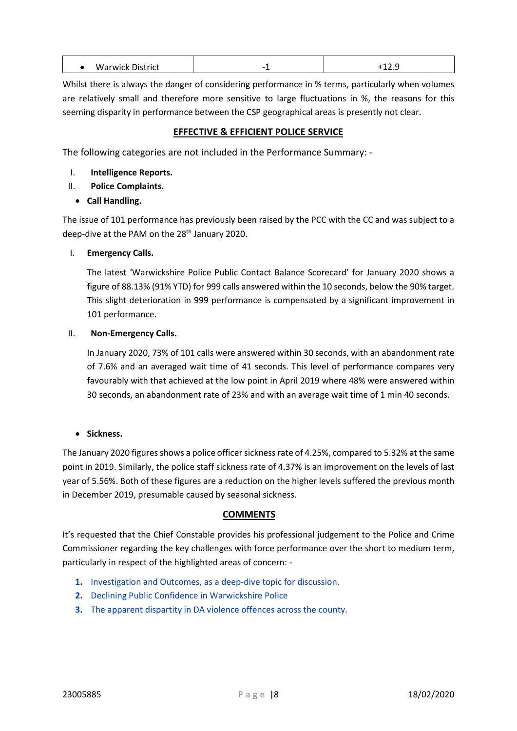| • Warwick District | -1 | +12.9 |
|---|---|---|

Whilst there is always the danger of considering performance in % terms, particularly when volumes are relatively small and therefore more sensitive to large fluctuations in %, the reasons for this seeming disparity in performance between the CSP geographical areas is presently not clear.

## EFFECTIVE & EFFICIENT POLICE SERVICE

The following categories are not included in the Performance Summary: -

I. **Intelligence Reports.**
II. **Police Complaints.**

- **Call Handling.**

The issue of 101 performance has previously been raised by the PCC with the CC and was subject to a deep-dive at the PAM on the 28th January 2020.

I. **Emergency Calls.**

   The latest 'Warwickshire Police Public Contact Balance Scorecard' for January 2020 shows a figure of 88.13% (91% YTD) for 999 calls answered within the 10 seconds, below the 90% target. This slight deterioration in 999 performance is compensated by a significant improvement in 101 performance.

II. **Non-Emergency Calls.**

   In January 2020, 73% of 101 calls were answered within 30 seconds, with an abandonment rate of 7.6% and an averaged wait time of 41 seconds. This level of performance compares very favourably with that achieved at the low point in April 2019 where 48% were answered within 30 seconds, an abandonment rate of 23% and with an average wait time of 1 min 40 seconds.

- **Sickness.**

The January 2020 figures shows a police officer sickness rate of 4.25%, compared to 5.32% at the same point in 2019. Similarly, the police staff sickness rate of 4.37% is an improvement on the levels of last year of 5.56%. Both of these figures are a reduction on the higher levels suffered the previous month in December 2019, presumable caused by seasonal sickness.

## COMMENTS

It's requested that the Chief Constable provides his professional judgement to the Police and Crime Commissioner regarding the key challenges with force performance over the short to medium term, particularly in respect of the highlighted areas of concern: -

1. Investigation and Outcomes, as a deep-dive topic for discussion.
2. Declining Public Confidence in Warwickshire Police
3. The apparent disparity in DA violence offences across the county.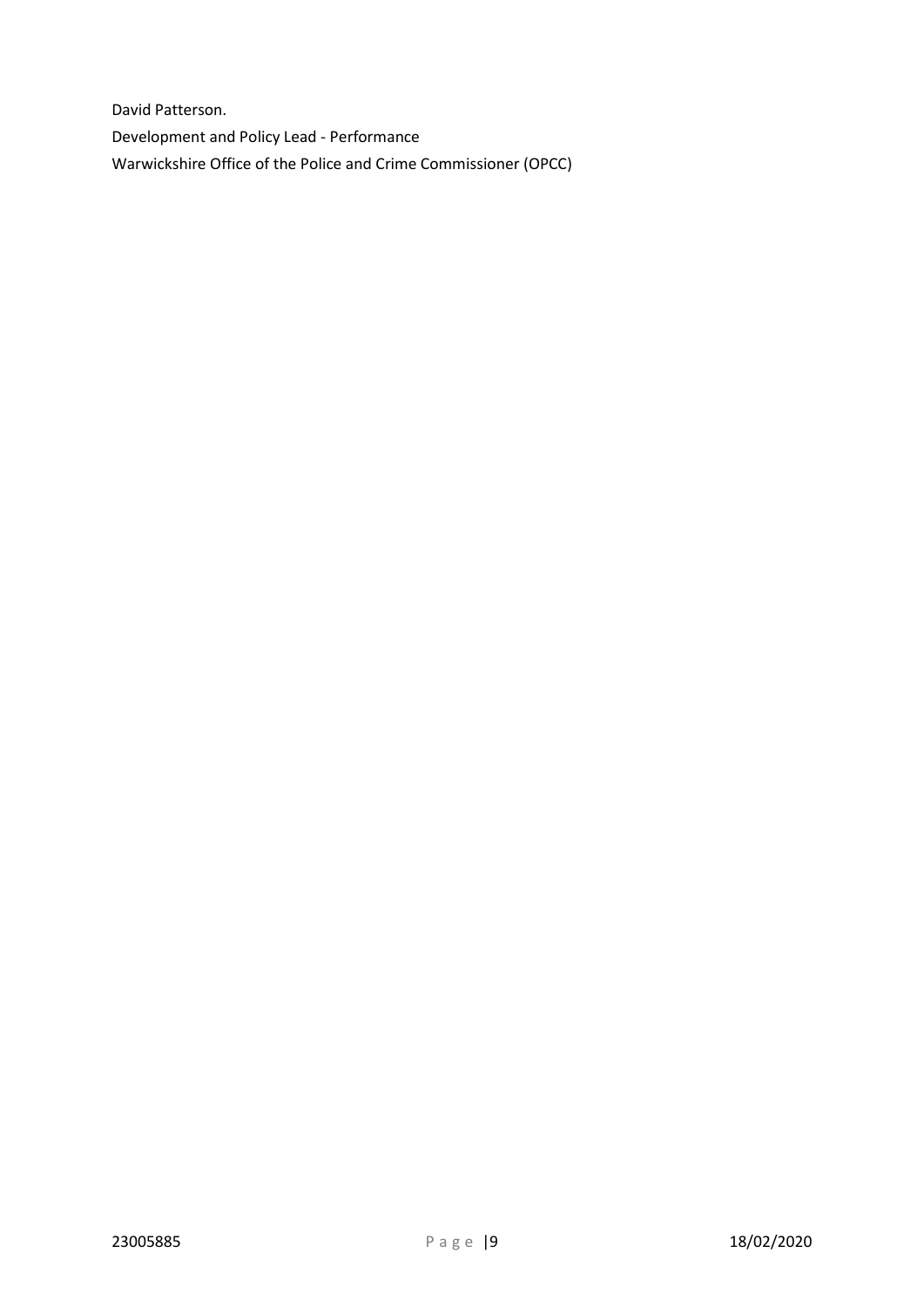David Patterson.

Development and Policy Lead - Performance

Warwickshire Office of the Police and Crime Commissioner (OPCC)